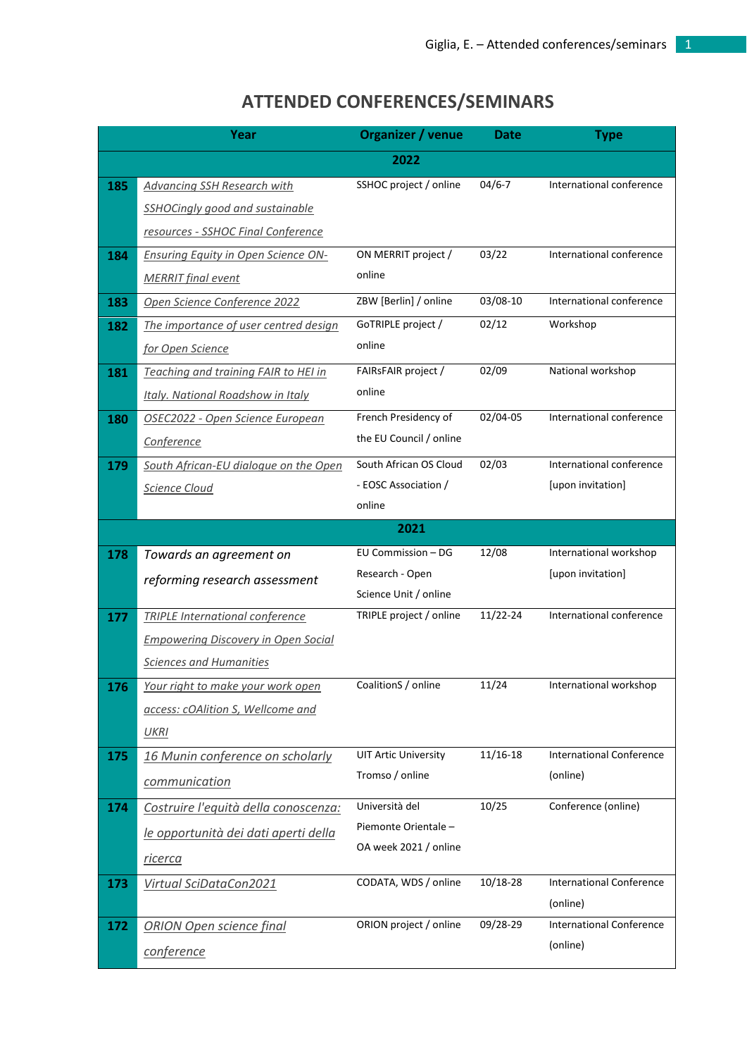# ATTENDED CONFERENCES/SEMINARS

| | Year | Organizer / venue | Date | Type |
|---|---|---|---|---|
| | **2022** | | | |
| **185** | *Advancing SSH Research with SSHOCingly good and sustainable resources - SSHOC Final Conference* | SSHOC project / online | 04/6-7 | International conference |
| **184** | *Ensuring Equity in Open Science ON-MERRIT final event* | ON MERRIT project / online | 03/22 | International conference |
| **183** | *Open Science Conference 2022* | ZBW [Berlin] / online | 03/08-10 | International conference |
| **182** | *The importance of user centred design for Open Science* | GoTRIPLE project / online | 02/12 | Workshop |
| **181** | *Teaching and training FAIR to HEI in Italy. National Roadshow in Italy* | FAIRsFAIR project / online | 02/09 | National workshop |
| **180** | *OSEC2022 - Open Science European Conference* | French Presidency of the EU Council / online | 02/04-05 | International conference |
| **179** | *South African-EU dialogue on the Open Science Cloud* | South African OS Cloud - EOSC Association / online | 02/03 | International conference [upon invitation] |
| | **2021** | | | |
| **178** | *Towards an agreement on reforming research assessment* | EU Commission – DG Research - Open Science Unit / online | 12/08 | International workshop [upon invitation] |
| **177** | *TRIPLE International conference Empowering Discovery in Open Social Sciences and Humanities* | TRIPLE project / online | 11/22-24 | International conference |
| **176** | *Your right to make your work open access: cOAlition S, Wellcome and UKRI* | CoalitionS / online | 11/24 | International workshop |
| **175** | *16 Munin conference on scholarly communication* | UIT Artic University Tromso / online | 11/16-18 | International Conference (online) |
| **174** | *Costruire l'equità della conoscenza: le opportunità dei dati aperti della ricerca* | Università del Piemonte Orientale – OA week 2021 / online | 10/25 | Conference (online) |
| **173** | *Virtual SciDataCon2021* | CODATA, WDS / online | 10/18-28 | International Conference (online) |
| **172** | *ORION Open science final conference* | ORION project / online | 09/28-29 | International Conference (online) |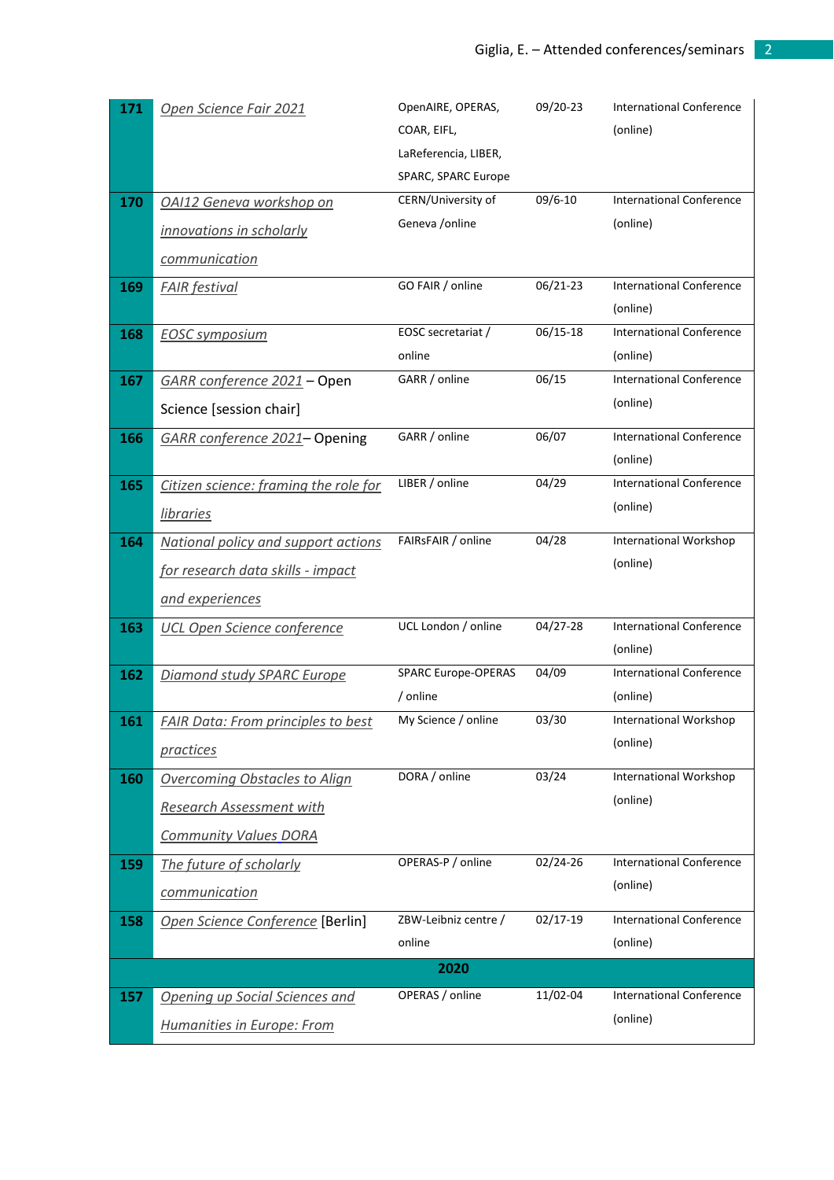| | | | | |
|---|---|---|---|---|
| **171** | *Open Science Fair 2021* | OpenAIRE, OPERAS, COAR, EIFL, LaReferencia, LIBER, SPARC, SPARC Europe | 09/20-23 | International Conference (online) |
| **170** | *OAI12 Geneva workshop on innovations in scholarly communication* | CERN/University of Geneva /online | 09/6-10 | International Conference (online) |
| **169** | *FAIR festival* | GO FAIR / online | 06/21-23 | International Conference (online) |
| **168** | *EOSC symposium* | EOSC secretariat / online | 06/15-18 | International Conference (online) |
| **167** | *GARR conference 2021* – Open Science [session chair] | GARR / online | 06/15 | International Conference (online) |
| **166** | *GARR conference 2021*– Opening | GARR / online | 06/07 | International Conference (online) |
| **165** | *Citizen science: framing the role for libraries* | LIBER / online | 04/29 | International Conference (online) |
| **164** | *National policy and support actions for research data skills - impact and experiences* | FAIRsFAIR / online | 04/28 | International Workshop (online) |
| **163** | *UCL Open Science conference* | UCL London / online | 04/27-28 | International Conference (online) |
| **162** | *Diamond study SPARC Europe* | SPARC Europe-OPERAS / online | 04/09 | International Conference (online) |
| **161** | *FAIR Data: From principles to best practices* | My Science / online | 03/30 | International Workshop (online) |
| **160** | *Overcoming Obstacles to Align Research Assessment with Community Values DORA* | DORA / online | 03/24 | International Workshop (online) |
| **159** | *The future of scholarly communication* | OPERAS-P / online | 02/24-26 | International Conference (online) |
| **158** | *Open Science Conference* [Berlin] | ZBW-Leibniz centre / online | 02/17-19 | International Conference (online) |
| | | **2020** | | |
| **157** | *Opening up Social Sciences and Humanities in Europe: From* | OPERAS / online | 11/02-04 | International Conference (online) |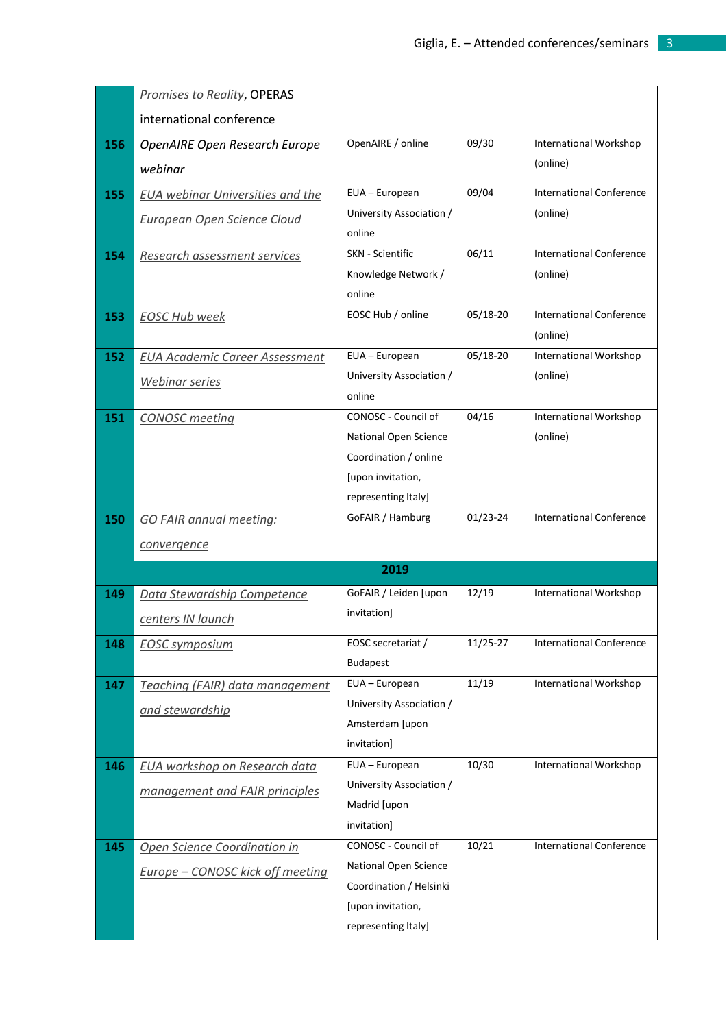| | | | | |
|---|---|---|---|---|
| | *Promises to Reality*, OPERAS international conference | | | |
| **156** | *OpenAIRE Open Research Europe webinar* | OpenAIRE / online | 09/30 | International Workshop (online) |
| **155** | *EUA webinar Universities and the European Open Science Cloud* | EUA – European University Association / online | 09/04 | International Conference (online) |
| **154** | *Research assessment services* | SKN - Scientific Knowledge Network / online | 06/11 | International Conference (online) |
| **153** | *EOSC Hub week* | EOSC Hub / online | 05/18-20 | International Conference (online) |
| **152** | *EUA Academic Career Assessment Webinar series* | EUA – European University Association / online | 05/18-20 | International Workshop (online) |
| **151** | *CONOSC meeting* | CONOSC - Council of National Open Science Coordination / online [upon invitation, representing Italy] | 04/16 | International Workshop (online) |
| **150** | *GO FAIR annual meeting: convergence* | GoFAIR / Hamburg | 01/23-24 | International Conference |
| | **2019** | | | |
| **149** | *Data Stewardship Competence centers IN launch* | GoFAIR / Leiden [upon invitation] | 12/19 | International Workshop |
| **148** | *EOSC symposium* | EOSC secretariat / Budapest | 11/25-27 | International Conference |
| **147** | *Teaching (FAIR) data management and stewardship* | EUA – European University Association / Amsterdam [upon invitation] | 11/19 | International Workshop |
| **146** | *EUA workshop on Research data management and FAIR principles* | EUA – European University Association / Madrid [upon invitation] | 10/30 | International Workshop |
| **145** | *Open Science Coordination in Europe – CONOSC kick off meeting* | CONOSC - Council of National Open Science Coordination / Helsinki [upon invitation, representing Italy] | 10/21 | International Conference |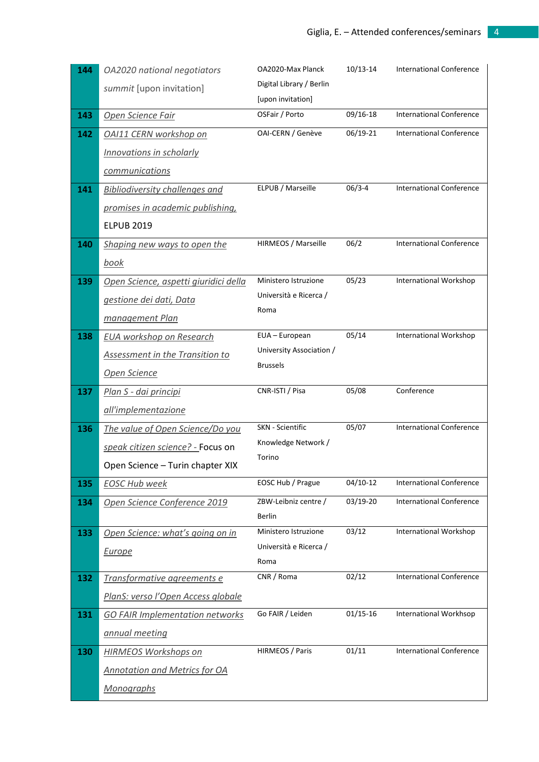| | | | | |
|---|---|---|---|---|
| **144** | *OA2020 national negotiators summit* [upon invitation] | OA2020-Max Planck Digital Library / Berlin [upon invitation] | 10/13-14 | International Conference |
| **143** | *Open Science Fair* | OSFair / Porto | 09/16-18 | International Conference |
| **142** | *OAI11 CERN workshop on Innovations in scholarly communications* | OAI-CERN / Genève | 06/19-21 | International Conference |
| **141** | *Bibliodiversity challenges and promises in academic publishing,* ELPUB 2019 | ELPUB / Marseille | 06/3-4 | International Conference |
| **140** | *Shaping new ways to open the book* | HIRMEOS / Marseille | 06/2 | International Conference |
| **139** | *Open Science, aspetti giuridici della gestione dei dati, Data management Plan* | Ministero Istruzione Università e Ricerca / Roma | 05/23 | International Workshop |
| **138** | *EUA workshop on Research Assessment in the Transition to Open Science* | EUA – European University Association / Brussels | 05/14 | International Workshop |
| **137** | *Plan S - dai principi all'implementazione* | CNR-ISTI / Pisa | 05/08 | Conference |
| **136** | *The value of Open Science/Do you speak citizen science? -* Focus on Open Science – Turin chapter XIX | SKN - Scientific Knowledge Network / Torino | 05/07 | International Conference |
| **135** | *EOSC Hub week* | EOSC Hub / Prague | 04/10-12 | International Conference |
| **134** | *Open Science Conference 2019* | ZBW-Leibniz centre / Berlin | 03/19-20 | International Conference |
| **133** | *Open Science: what's going on in Europe* | Ministero Istruzione Università e Ricerca / Roma | 03/12 | International Workshop |
| **132** | *Transformative agreements e PlanS: verso l'Open Access globale* | CNR / Roma | 02/12 | International Conference |
| **131** | *GO FAIR Implementation networks annual meeting* | Go FAIR / Leiden | 01/15-16 | International Workhsop |
| **130** | *HIRMEOS Workshops on Annotation and Metrics for OA Monographs* | HIRMEOS / Paris | 01/11 | International Conference |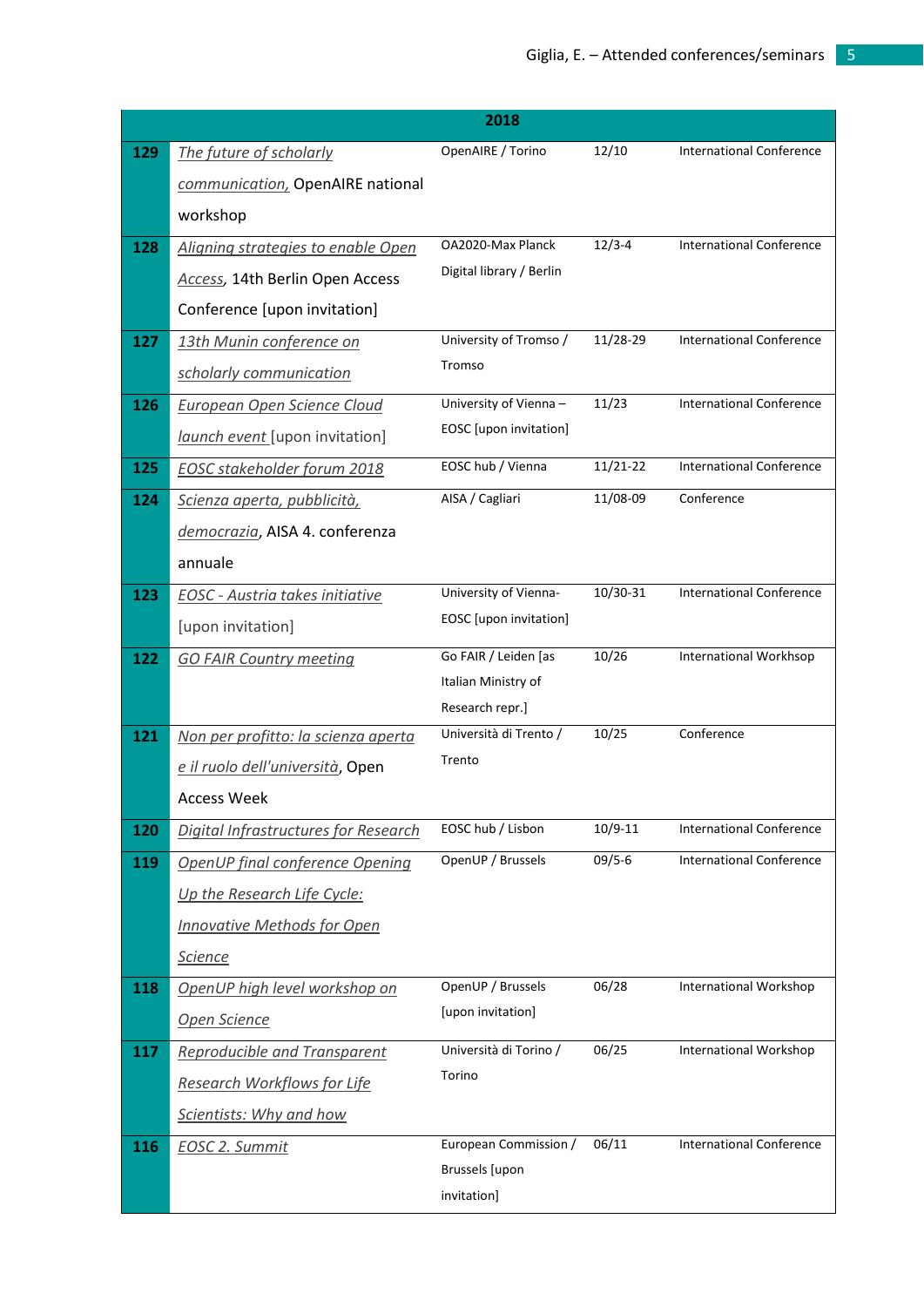| 2018 | | | | |
|---|---|---|---|---|
| **129** | *The future of scholarly communication,* OpenAIRE national workshop | OpenAIRE / Torino | 12/10 | International Conference |
| **128** | *Aligning strategies to enable Open Access*, 14th Berlin Open Access Conference [upon invitation] | OA2020-Max Planck Digital library / Berlin | 12/3-4 | International Conference |
| **127** | *13th Munin conference on scholarly communication* | University of Tromso / Tromso | 11/28-29 | International Conference |
| **126** | *European Open Science Cloud launch event* [upon invitation] | University of Vienna – EOSC [upon invitation] | 11/23 | International Conference |
| **125** | *EOSC stakeholder forum 2018* | EOSC hub / Vienna | 11/21-22 | International Conference |
| **124** | *Scienza aperta, pubblicità, democrazia*, AISA 4. conferenza annuale | AISA / Cagliari | 11/08-09 | Conference |
| **123** | *EOSC - Austria takes initiative* [upon invitation] | University of Vienna-EOSC [upon invitation] | 10/30-31 | International Conference |
| **122** | *GO FAIR Country meeting* | Go FAIR / Leiden [as Italian Ministry of Research repr.] | 10/26 | International Workhsop |
| **121** | *Non per profitto: la scienza aperta e il ruolo dell'università*, Open Access Week | Università di Trento / Trento | 10/25 | Conference |
| **120** | *Digital Infrastructures for Research* | EOSC hub / Lisbon | 10/9-11 | International Conference |
| **119** | *OpenUP final conference Opening Up the Research Life Cycle: Innovative Methods for Open Science* | OpenUP / Brussels | 09/5-6 | International Conference |
| **118** | *OpenUP high level workshop on Open Science* | OpenUP / Brussels [upon invitation] | 06/28 | International Workshop |
| **117** | *Reproducible and Transparent Research Workflows for Life Scientists: Why and how* | Università di Torino / Torino | 06/25 | International Workshop |
| **116** | *EOSC 2. Summit* | European Commission / Brussels [upon invitation] | 06/11 | International Conference |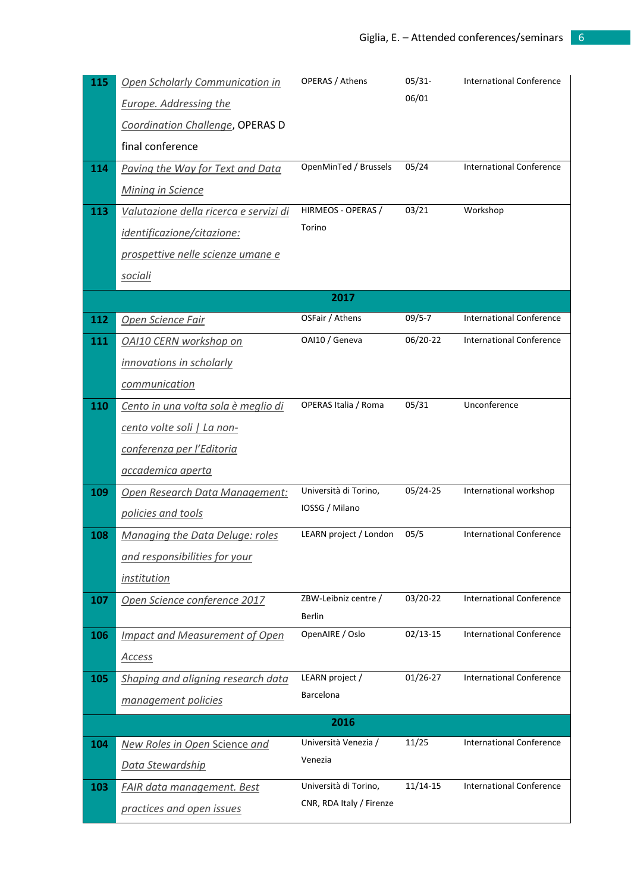| | | | | |
|---|---|---|---|---|
| **115** | Open Scholarly Communication in Europe. Addressing the Coordination Challenge, OPERAS D final conference | OPERAS / Athens | 05/31-06/01 | International Conference |
| **114** | Paving the Way for Text and Data Mining in Science | OpenMinTed / Brussels | 05/24 | International Conference |
| **113** | Valutazione della ricerca e servizi di identificazione/citazione: prospettive nelle scienze umane e sociali | HIRMEOS - OPERAS / Torino | 03/21 | Workshop |
| | | **2017** | | |
| **112** | Open Science Fair | OSFair / Athens | 09/5-7 | International Conference |
| **111** | OAI10 CERN workshop on innovations in scholarly communication | OAI10 / Geneva | 06/20-22 | International Conference |
| **110** | Cento in una volta sola è meglio di cento volte soli \| La non-conferenza per l'Editoria accademica aperta | OPERAS Italia / Roma | 05/31 | Unconference |
| **109** | Open Research Data Management: policies and tools | Università di Torino, IOSSG / Milano | 05/24-25 | International workshop |
| **108** | Managing the Data Deluge: roles and responsibilities for your institution | LEARN project / London | 05/5 | International Conference |
| **107** | Open Science conference 2017 | ZBW-Leibniz centre / Berlin | 03/20-22 | International Conference |
| **106** | Impact and Measurement of Open Access | OpenAIRE / Oslo | 02/13-15 | International Conference |
| **105** | Shaping and aligning research data management policies | LEARN project / Barcelona | 01/26-27 | International Conference |
| | | **2016** | | |
| **104** | New Roles in Open Science and Data Stewardship | Università Venezia / Venezia | 11/25 | International Conference |
| **103** | FAIR data management. Best practices and open issues | Università di Torino, CNR, RDA Italy / Firenze | 11/14-15 | International Conference |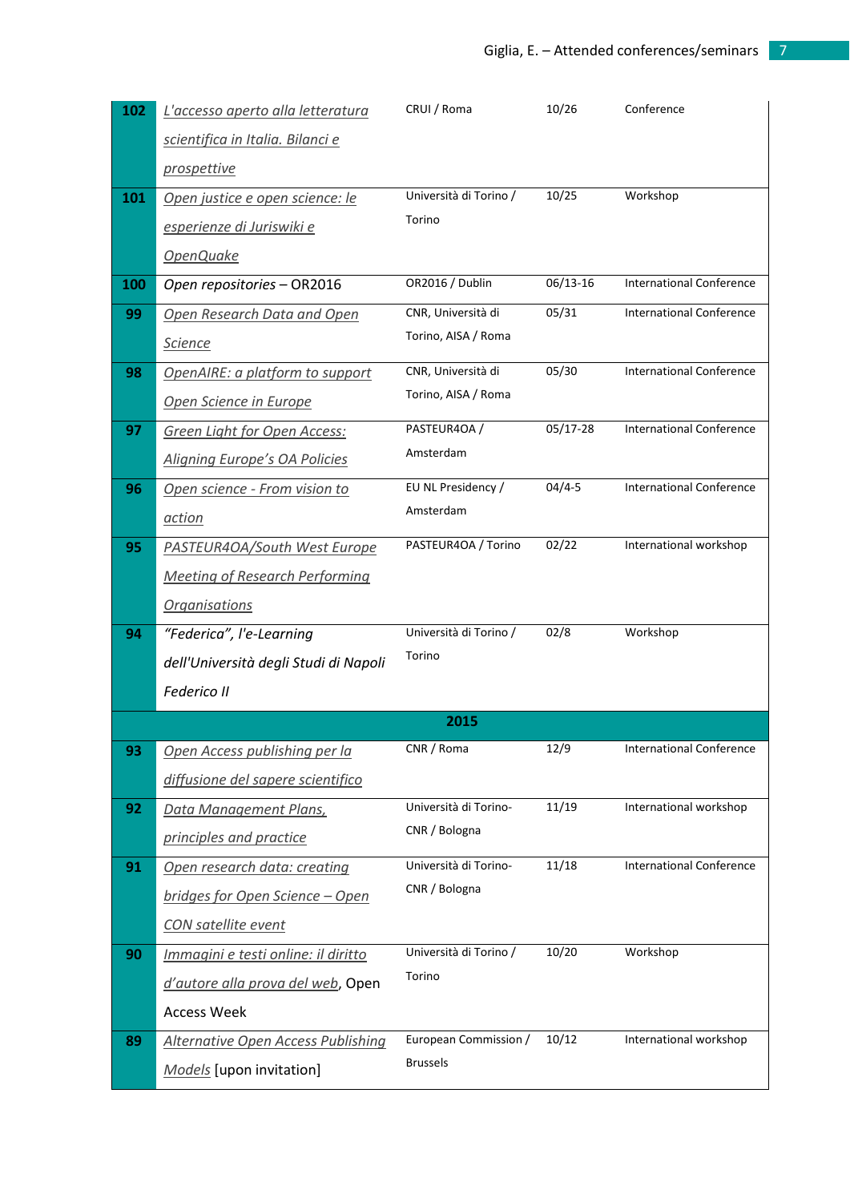| | | | | |
|---|---|---|---|---|
| **102** | *L'accesso aperto alla letteratura scientifica in Italia. Bilanci e prospettive* | CRUI / Roma | 10/26 | Conference |
| **101** | *Open justice e open science: le esperienze di Juriswiki e OpenQuake* | Università di Torino / Torino | 10/25 | Workshop |
| **100** | *Open repositories* – OR2016 | OR2016 / Dublin | 06/13-16 | International Conference |
| **99** | *Open Research Data and Open Science* | CNR, Università di Torino, AISA / Roma | 05/31 | International Conference |
| **98** | *OpenAIRE: a platform to support Open Science in Europe* | CNR, Università di Torino, AISA / Roma | 05/30 | International Conference |
| **97** | *Green Light for Open Access: Aligning Europe's OA Policies* | PASTEUR4OA / Amsterdam | 05/17-28 | International Conference |
| **96** | *Open science - From vision to action* | EU NL Presidency / Amsterdam | 04/4-5 | International Conference |
| **95** | *PASTEUR4OA/South West Europe Meeting of Research Performing Organisations* | PASTEUR4OA / Torino | 02/22 | International workshop |
| **94** | *"Federica", l'e-Learning dell'Università degli Studi di Napoli Federico II* | Università di Torino / Torino | 02/8 | Workshop |
| | | **2015** | | |
| **93** | *Open Access publishing per la diffusione del sapere scientifico* | CNR / Roma | 12/9 | International Conference |
| **92** | *Data Management Plans, principles and practice* | Università di Torino-CNR / Bologna | 11/19 | International workshop |
| **91** | *Open research data: creating bridges for Open Science – Open CON satellite event* | Università di Torino-CNR / Bologna | 11/18 | International Conference |
| **90** | *Immagini e testi online: il diritto d'autore alla prova del web*, Open Access Week | Università di Torino / Torino | 10/20 | Workshop |
| **89** | *Alternative Open Access Publishing Models* [upon invitation] | European Commission / Brussels | 10/12 | International workshop |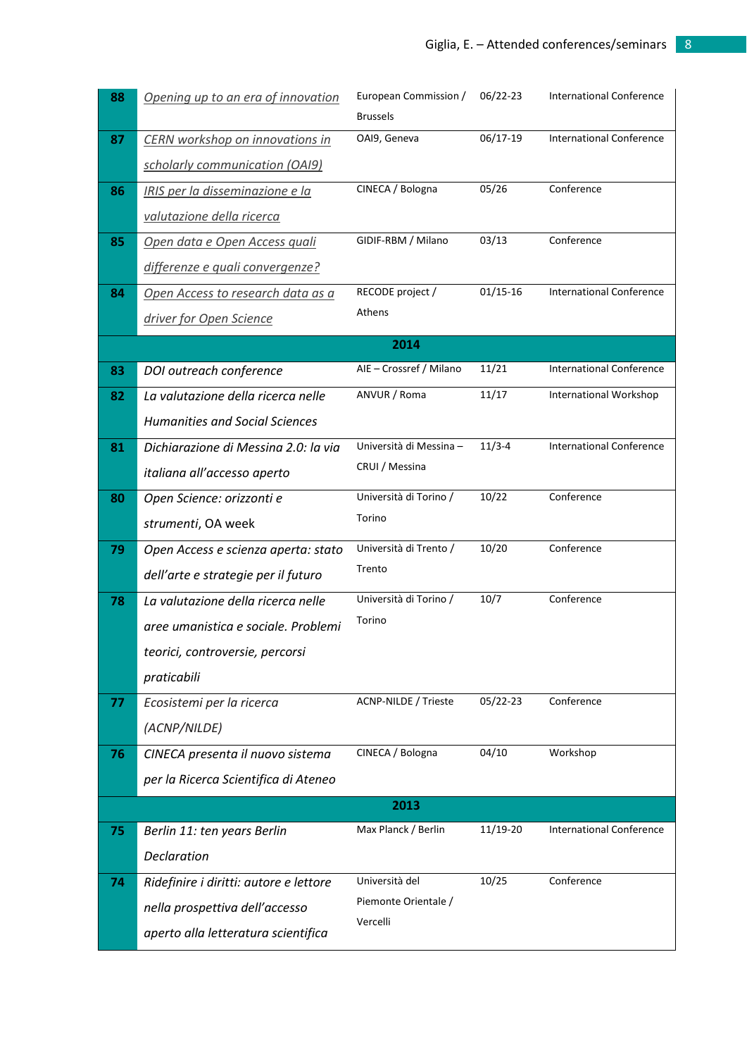| | | | | |
|---|---|---|---|---|
| **88** | *Opening up to an era of innovation* | European Commission / Brussels | 06/22-23 | International Conference |
| **87** | *CERN workshop on innovations in scholarly communication (OAI9)* | OAI9, Geneva | 06/17-19 | International Conference |
| **86** | *IRIS per la disseminazione e la valutazione della ricerca* | CINECA / Bologna | 05/26 | Conference |
| **85** | *Open data e Open Access quali differenze e quali convergenze?* | GIDIF-RBM / Milano | 03/13 | Conference |
| **84** | *Open Access to research data as a driver for Open Science* | RECODE project / Athens | 01/15-16 | International Conference |
| | | **2014** | | |
| **83** | *DOI outreach conference* | AIE – Crossref / Milano | 11/21 | International Conference |
| **82** | *La valutazione della ricerca nelle Humanities and Social Sciences* | ANVUR / Roma | 11/17 | International Workshop |
| **81** | *Dichiarazione di Messina 2.0: la via italiana all'accesso aperto* | Università di Messina – CRUI / Messina | 11/3-4 | International Conference |
| **80** | *Open Science: orizzonti e strumenti*, OA week | Università di Torino / Torino | 10/22 | Conference |
| **79** | *Open Access e scienza aperta: stato dell'arte e strategie per il futuro* | Università di Trento / Trento | 10/20 | Conference |
| **78** | *La valutazione della ricerca nelle aree umanistica e sociale. Problemi teorici, controversie, percorsi praticabili* | Università di Torino / Torino | 10/7 | Conference |
| **77** | *Ecosistemi per la ricerca (ACNP/NILDE)* | ACNP-NILDE / Trieste | 05/22-23 | Conference |
| **76** | *CINECA presenta il nuovo sistema per la Ricerca Scientifica di Ateneo* | CINECA / Bologna | 04/10 | Workshop |
| | | **2013** | | |
| **75** | *Berlin 11: ten years Berlin Declaration* | Max Planck / Berlin | 11/19-20 | International Conference |
| **74** | *Ridefinire i diritti: autore e lettore nella prospettiva dell'accesso aperto alla letteratura scientifica* | Università del Piemonte Orientale / Vercelli | 10/25 | Conference |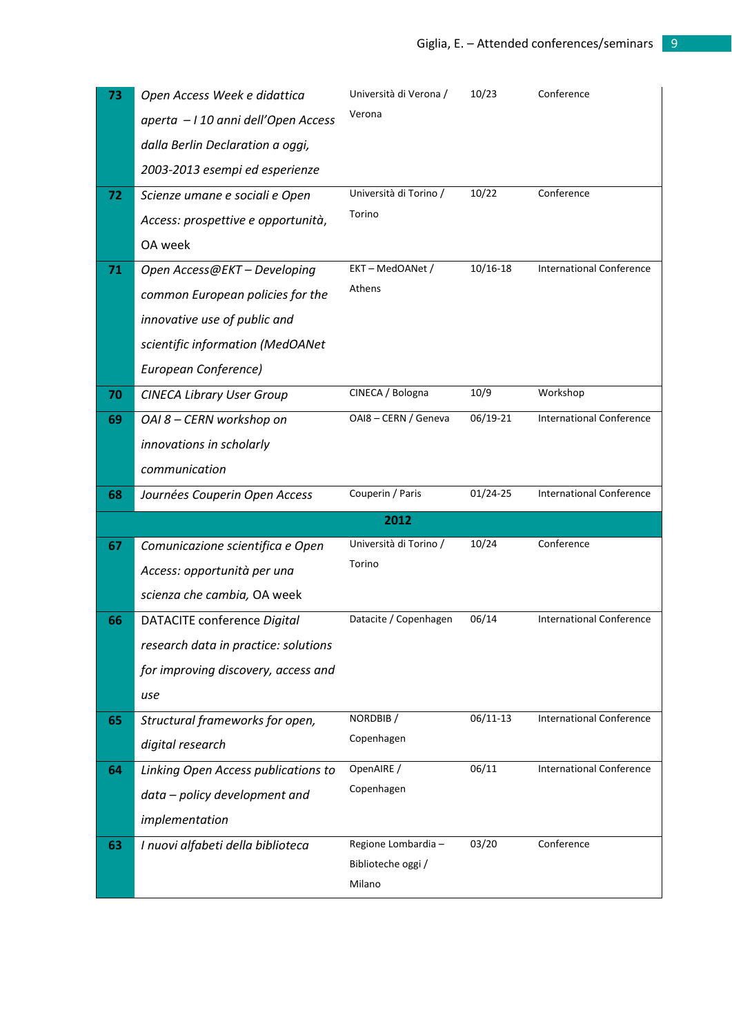| | | | | |
|---|---|---|---|---|
| **73** | *Open Access Week e didattica aperta – I 10 anni dell'Open Access dalla Berlin Declaration a oggi, 2003-2013 esempi ed esperienze* | Università di Verona / Verona | 10/23 | Conference |
| **72** | *Scienze umane e sociali e Open Access: prospettive e opportunità,* OA week | Università di Torino / Torino | 10/22 | Conference |
| **71** | *Open Access@EKT – Developing common European policies for the innovative use of public and scientific information (MedOANet European Conference)* | EKT – MedOANet / Athens | 10/16-18 | International Conference |
| **70** | *CINECA Library User Group* | CINECA / Bologna | 10/9 | Workshop |
| **69** | *OAI 8 – CERN workshop on innovations in scholarly communication* | OAI8 – CERN / Geneva | 06/19-21 | International Conference |
| **68** | *Journées Couperin Open Access* | Couperin / Paris | 01/24-25 | International Conference |
| | **2012** | | | |
| **67** | *Comunicazione scientifica e Open Access: opportunità per una scienza che cambia,* OA week | Università di Torino / Torino | 10/24 | Conference |
| **66** | DATACITE conference *Digital research data in practice: solutions for improving discovery, access and use* | Datacite / Copenhagen | 06/14 | International Conference |
| **65** | *Structural frameworks for open, digital research* | NORDBIB / Copenhagen | 06/11-13 | International Conference |
| **64** | *Linking Open Access publications to data – policy development and implementation* | OpenAIRE / Copenhagen | 06/11 | International Conference |
| **63** | *I nuovi alfabeti della biblioteca* | Regione Lombardia – Biblioteche oggi / Milano | 03/20 | Conference |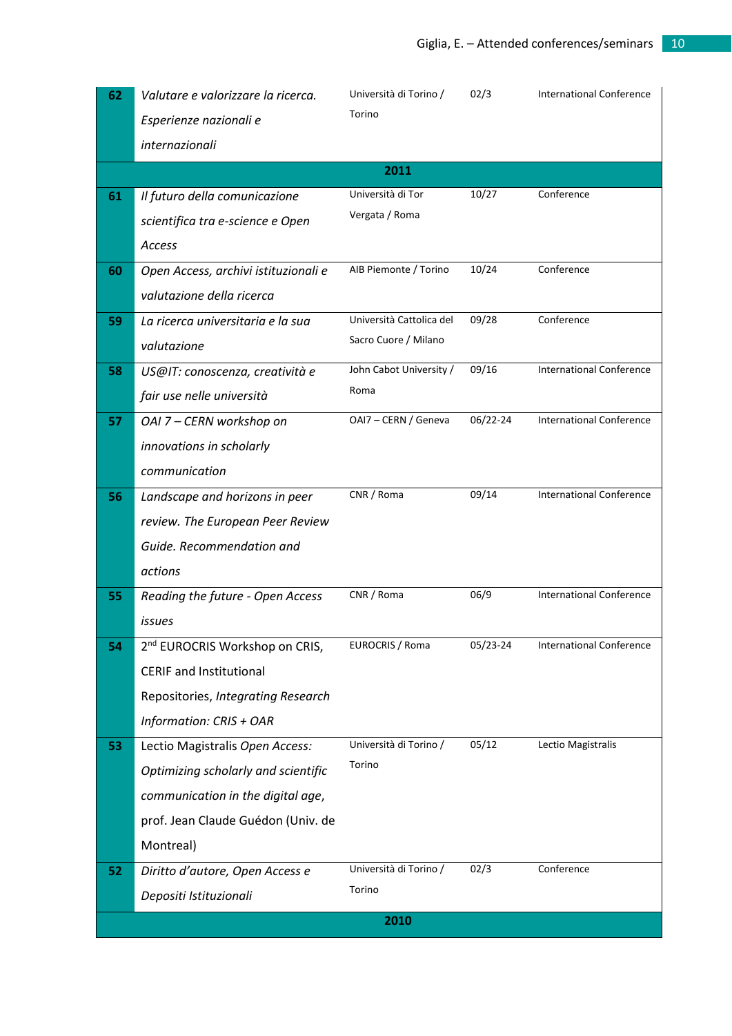| | | | | |
|---|---|---|---|---|
| **62** | *Valutare e valorizzare la ricerca. Esperienze nazionali e internazionali* | Università di Torino / Torino | 02/3 | International Conference |
| | **2011** | | | |
| **61** | *Il futuro della comunicazione scientifica tra e-science e Open Access* | Università di Tor Vergata / Roma | 10/27 | Conference |
| **60** | *Open Access, archivi istituzionali e valutazione della ricerca* | AIB Piemonte / Torino | 10/24 | Conference |
| **59** | *La ricerca universitaria e la sua valutazione* | Università Cattolica del Sacro Cuore / Milano | 09/28 | Conference |
| **58** | *US@IT: conoscenza, creatività e fair use nelle università* | John Cabot University / Roma | 09/16 | International Conference |
| **57** | *OAI 7 – CERN workshop on innovations in scholarly communication* | OAI7 – CERN / Geneva | 06/22-24 | International Conference |
| **56** | *Landscape and horizons in peer review. The European Peer Review Guide. Recommendation and actions* | CNR / Roma | 09/14 | International Conference |
| **55** | *Reading the future - Open Access issues* | CNR / Roma | 06/9 | International Conference |
| **54** | 2nd EUROCRIS Workshop on CRIS, CERIF and Institutional Repositories, *Integrating Research Information: CRIS + OAR* | EUROCRIS / Roma | 05/23-24 | International Conference |
| **53** | Lectio Magistralis *Open Access: Optimizing scholarly and scientific communication in the digital age*, prof. Jean Claude Guédon (Univ. de Montreal) | Università di Torino / Torino | 05/12 | Lectio Magistralis |
| **52** | *Diritto d'autore, Open Access e Depositi Istituzionali* | Università di Torino / Torino | 02/3 | Conference |
| | **2010** | | | |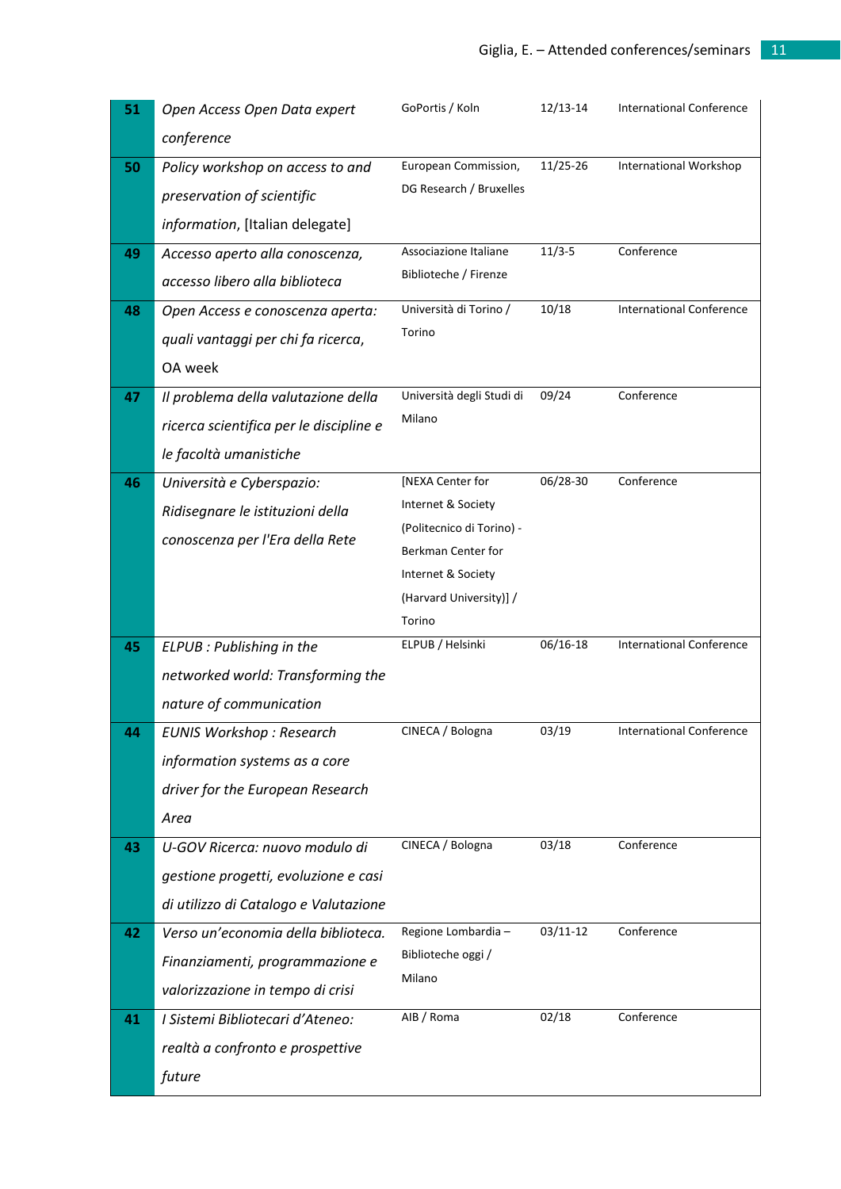| | | | | |
|---|---|---|---|---|
| **51** | *Open Access Open Data expert conference* | GoPortis / Koln | 12/13-14 | International Conference |
| **50** | *Policy workshop on access to and preservation of scientific information*, [Italian delegate] | European Commission, DG Research / Bruxelles | 11/25-26 | International Workshop |
| **49** | *Accesso aperto alla conoscenza, accesso libero alla biblioteca* | Associazione Italiane Biblioteche / Firenze | 11/3-5 | Conference |
| **48** | *Open Access e conoscenza aperta: quali vantaggi per chi fa ricerca*, OA week | Università di Torino / Torino | 10/18 | International Conference |
| **47** | *Il problema della valutazione della ricerca scientifica per le discipline e le facoltà umanistiche* | Università degli Studi di Milano | 09/24 | Conference |
| **46** | *Università e Cyberspazio: Ridisegnare le istituzioni della conoscenza per l'Era della Rete* | [NEXA Center for Internet & Society (Politecnico di Torino) - Berkman Center for Internet & Society (Harvard University)] / Torino | 06/28-30 | Conference |
| **45** | *ELPUB : Publishing in the networked world: Transforming the nature of communication* | ELPUB / Helsinki | 06/16-18 | International Conference |
| **44** | *EUNIS Workshop : Research information systems as a core driver for the European Research Area* | CINECA / Bologna | 03/19 | International Conference |
| **43** | *U-GOV Ricerca: nuovo modulo di gestione progetti, evoluzione e casi di utilizzo di Catalogo e Valutazione* | CINECA / Bologna | 03/18 | Conference |
| **42** | *Verso un'economia della biblioteca. Finanziamenti, programmazione e valorizzazione in tempo di crisi* | Regione Lombardia – Biblioteche oggi / Milano | 03/11-12 | Conference |
| **41** | *I Sistemi Bibliotecari d'Ateneo: realtà a confronto e prospettive future* | AIB / Roma | 02/18 | Conference |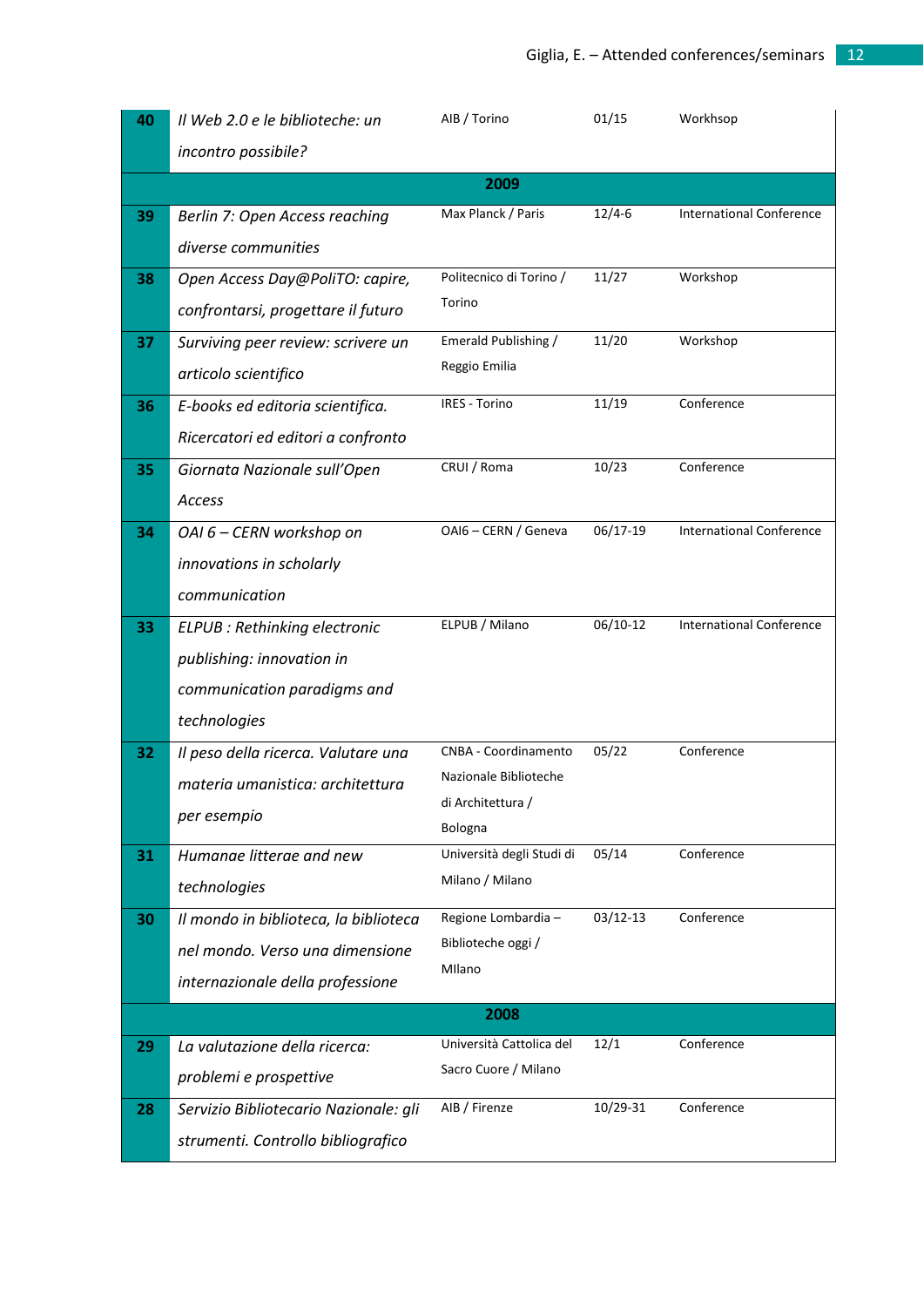| | | | | |
|---|---|---|---|---|
| **40** | *Il Web 2.0 e le biblioteche: un incontro possibile?* | AIB / Torino | 01/15 | Workhsop |
| | | **2009** | | |
| **39** | *Berlin 7: Open Access reaching diverse communities* | Max Planck / Paris | 12/4-6 | International Conference |
| **38** | *Open Access Day@PoliTO: capire, confrontarsi, progettare il futuro* | Politecnico di Torino / Torino | 11/27 | Workshop |
| **37** | *Surviving peer review: scrivere un articolo scientifico* | Emerald Publishing / Reggio Emilia | 11/20 | Workshop |
| **36** | *E-books ed editoria scientifica. Ricercatori ed editori a confronto* | IRES - Torino | 11/19 | Conference |
| **35** | *Giornata Nazionale sull'Open Access* | CRUI / Roma | 10/23 | Conference |
| **34** | *OAI 6 – CERN workshop on innovations in scholarly communication* | OAI6 – CERN / Geneva | 06/17-19 | International Conference |
| **33** | *ELPUB : Rethinking electronic publishing: innovation in communication paradigms and technologies* | ELPUB / Milano | 06/10-12 | International Conference |
| **32** | *Il peso della ricerca. Valutare una materia umanistica: architettura per esempio* | CNBA - Coordinamento Nazionale Biblioteche di Architettura / Bologna | 05/22 | Conference |
| **31** | *Humanae litterae and new technologies* | Università degli Studi di Milano / Milano | 05/14 | Conference |
| **30** | *Il mondo in biblioteca, la biblioteca nel mondo. Verso una dimensione internazionale della professione* | Regione Lombardia – Biblioteche oggi / MIlano | 03/12-13 | Conference |
| | | **2008** | | |
| **29** | *La valutazione della ricerca: problemi e prospettive* | Università Cattolica del Sacro Cuore / Milano | 12/1 | Conference |
| **28** | *Servizio Bibliotecario Nazionale: gli strumenti. Controllo bibliografico* | AIB / Firenze | 10/29-31 | Conference |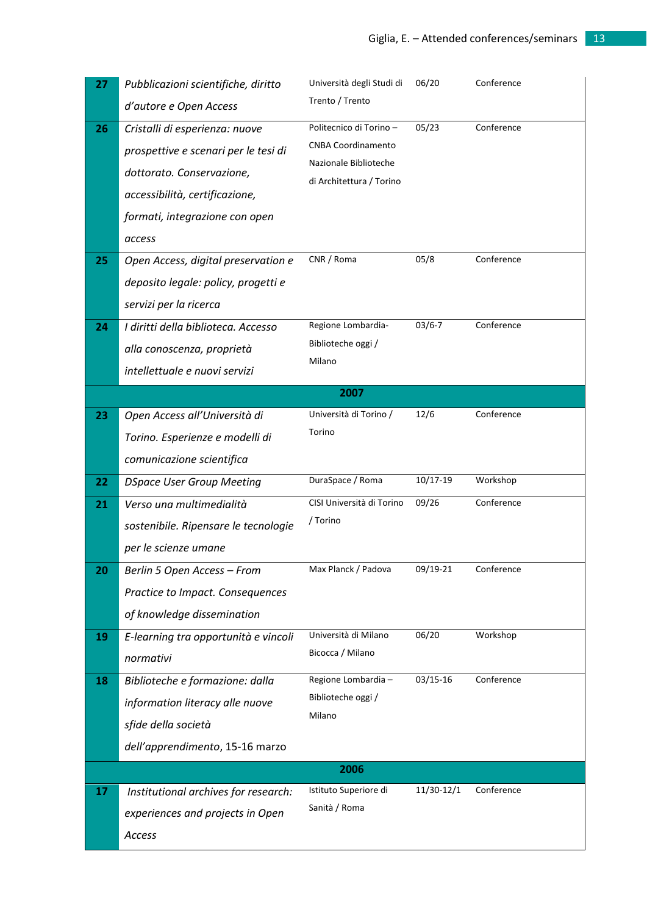| | | | | |
|---|---|---|---|---|
| **27** | *Pubblicazioni scientifiche, diritto d'autore e Open Access* | Università degli Studi di Trento / Trento | 06/20 | Conference |
| **26** | *Cristalli di esperienza: nuove prospettive e scenari per le tesi di dottorato. Conservazione, accessibilità, certificazione, formati, integrazione con open access* | Politecnico di Torino – CNBA Coordinamento Nazionale Biblioteche di Architettura / Torino | 05/23 | Conference |
| **25** | *Open Access, digital preservation e deposito legale: policy, progetti e servizi per la ricerca* | CNR / Roma | 05/8 | Conference |
| **24** | *I diritti della biblioteca. Accesso alla conoscenza, proprietà intellettuale e nuovi servizi* | Regione Lombardia-Biblioteche oggi / Milano | 03/6-7 | Conference |
| | | **2007** | | |
| **23** | *Open Access all'Università di Torino. Esperienze e modelli di comunicazione scientifica* | Università di Torino / Torino | 12/6 | Conference |
| **22** | *DSpace User Group Meeting* | DuraSpace / Roma | 10/17-19 | Workshop |
| **21** | *Verso una multimedialità sostenibile. Ripensare le tecnologie per le scienze umane* | CISI Università di Torino / Torino | 09/26 | Conference |
| **20** | *Berlin 5 Open Access – From Practice to Impact. Consequences of knowledge dissemination* | Max Planck / Padova | 09/19-21 | Conference |
| **19** | *E-learning tra opportunità e vincoli normativi* | Università di Milano Bicocca / Milano | 06/20 | Workshop |
| **18** | *Biblioteche e formazione: dalla information literacy alle nuove sfide della società dell'apprendimento*, 15-16 marzo | Regione Lombardia – Biblioteche oggi / Milano | 03/15-16 | Conference |
| | | **2006** | | |
| **17** | *Institutional archives for research: experiences and projects in Open Access* | Istituto Superiore di Sanità / Roma | 11/30-12/1 | Conference |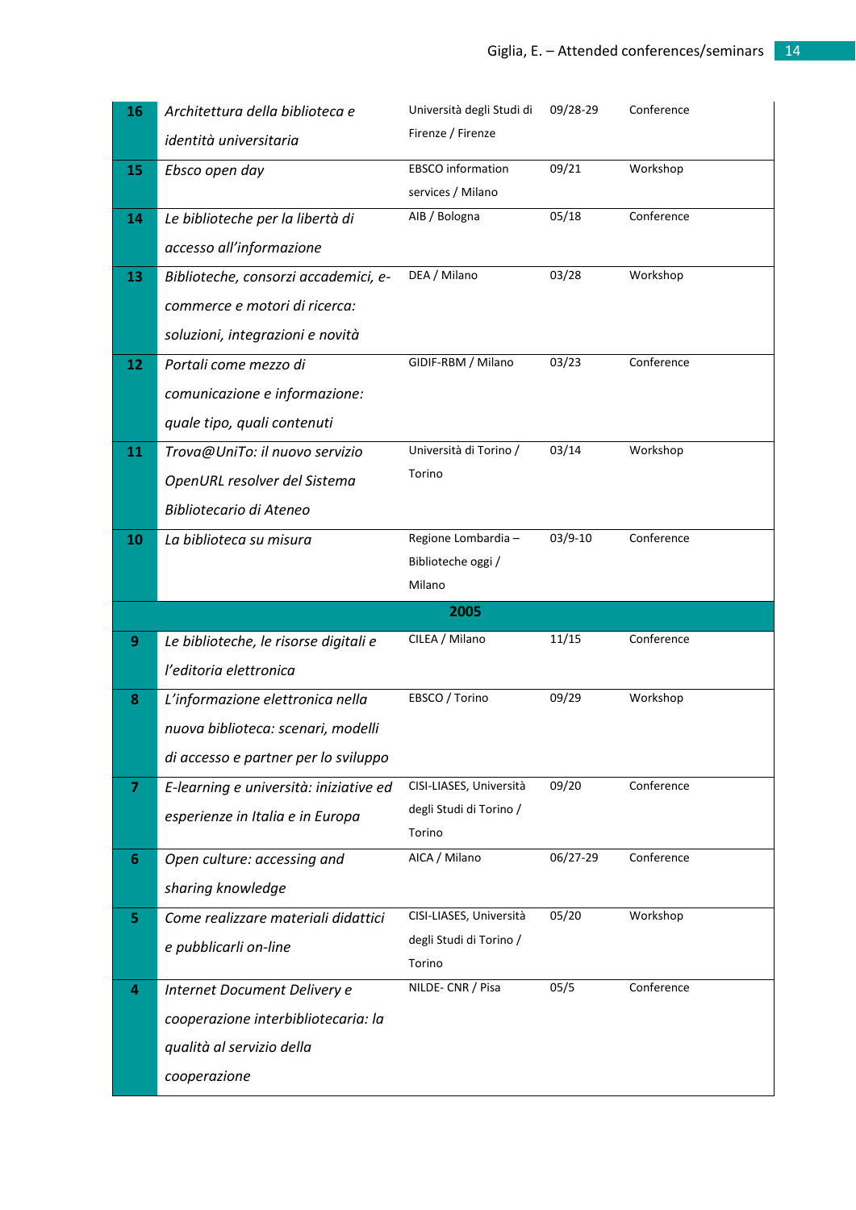| | | | | |
|---|---|---|---|---|
| **16** | *Architettura della biblioteca e identità universitaria* | Università degli Studi di Firenze / Firenze | 09/28-29 | Conference |
| **15** | *Ebsco open day* | EBSCO information services / Milano | 09/21 | Workshop |
| **14** | *Le biblioteche per la libertà di accesso all'informazione* | AIB / Bologna | 05/18 | Conference |
| **13** | *Biblioteche, consorzi accademici, e-commerce e motori di ricerca: soluzioni, integrazioni e novità* | DEA / Milano | 03/28 | Workshop |
| **12** | *Portali come mezzo di comunicazione e informazione: quale tipo, quali contenuti* | GIDIF-RBM / Milano | 03/23 | Conference |
| **11** | *Trova@UniTo: il nuovo servizio OpenURL resolver del Sistema Bibliotecario di Ateneo* | Università di Torino / Torino | 03/14 | Workshop |
| **10** | *La biblioteca su misura* | Regione Lombardia – Biblioteche oggi / Milano | 03/9-10 | Conference |
| | | **2005** | | |
| **9** | *Le biblioteche, le risorse digitali e l'editoria elettronica* | CILEA / Milano | 11/15 | Conference |
| **8** | *L'informazione elettronica nella nuova biblioteca: scenari, modelli di accesso e partner per lo sviluppo* | EBSCO / Torino | 09/29 | Workshop |
| **7** | *E-learning e università: iniziative ed esperienze in Italia e in Europa* | CISI-LIASES, Università degli Studi di Torino / Torino | 09/20 | Conference |
| **6** | *Open culture: accessing and sharing knowledge* | AICA / Milano | 06/27-29 | Conference |
| **5** | *Come realizzare materiali didattici e pubblicarli on-line* | CISI-LIASES, Università degli Studi di Torino / Torino | 05/20 | Workshop |
| **4** | *Internet Document Delivery e cooperazione interbibliotecaria: la qualità al servizio della cooperazione* | NILDE- CNR / Pisa | 05/5 | Conference |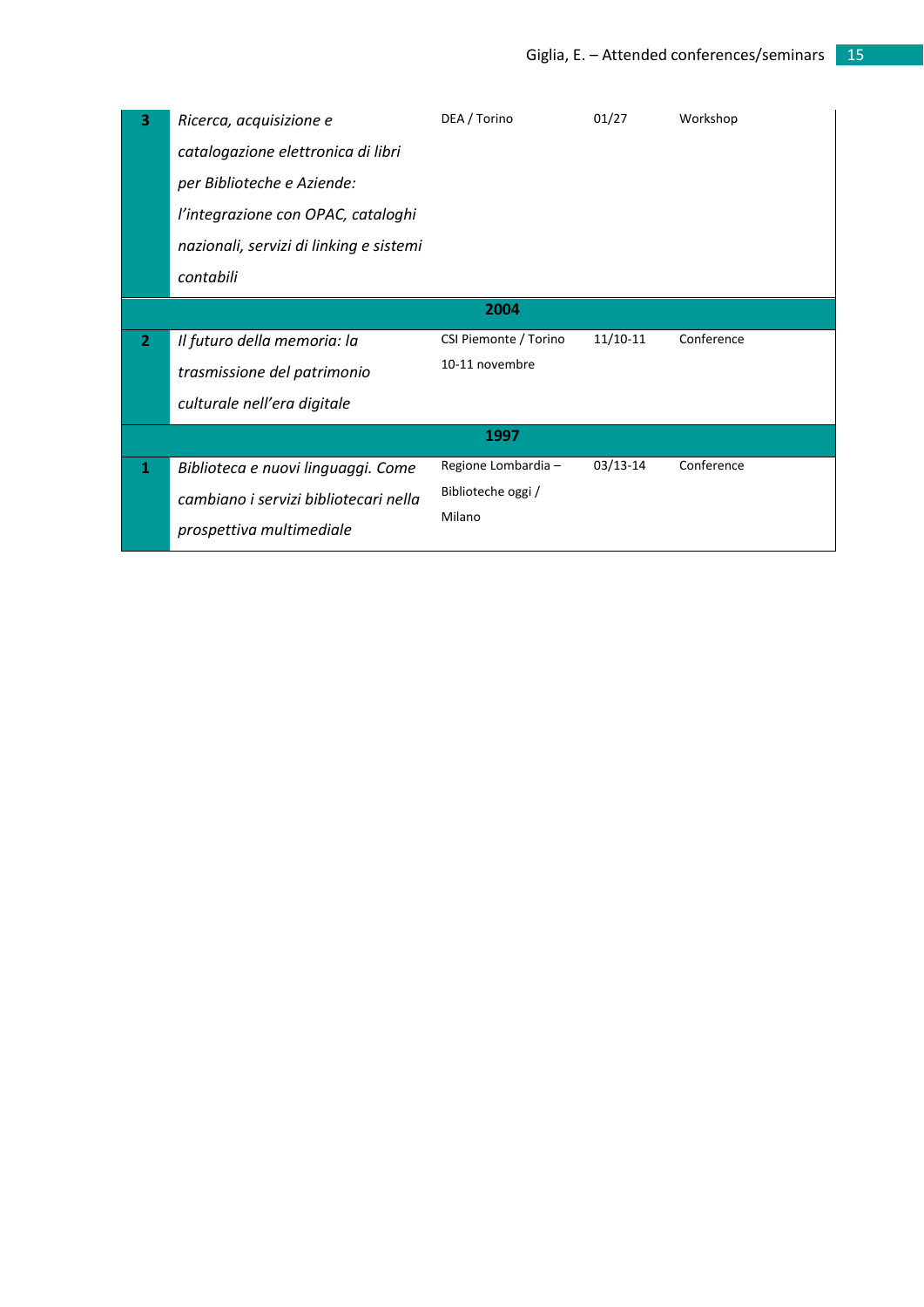| | | | | |
|---|---|---|---|---|
| **3** | *Ricerca, acquisizione e catalogazione elettronica di libri per Biblioteche e Aziende: l'integrazione con OPAC, cataloghi nazionali, servizi di linking e sistemi contabili* | DEA / Torino | 01/27 | Workshop |
| | | **2004** | | |
| **2** | *Il futuro della memoria: la trasmissione del patrimonio culturale nell'era digitale* | CSI Piemonte / Torino 10-11 novembre | 11/10-11 | Conference |
| | | **1997** | | |
| **1** | *Biblioteca e nuovi linguaggi. Come cambiano i servizi bibliotecari nella prospettiva multimediale* | Regione Lombardia – Biblioteche oggi / Milano | 03/13-14 | Conference |